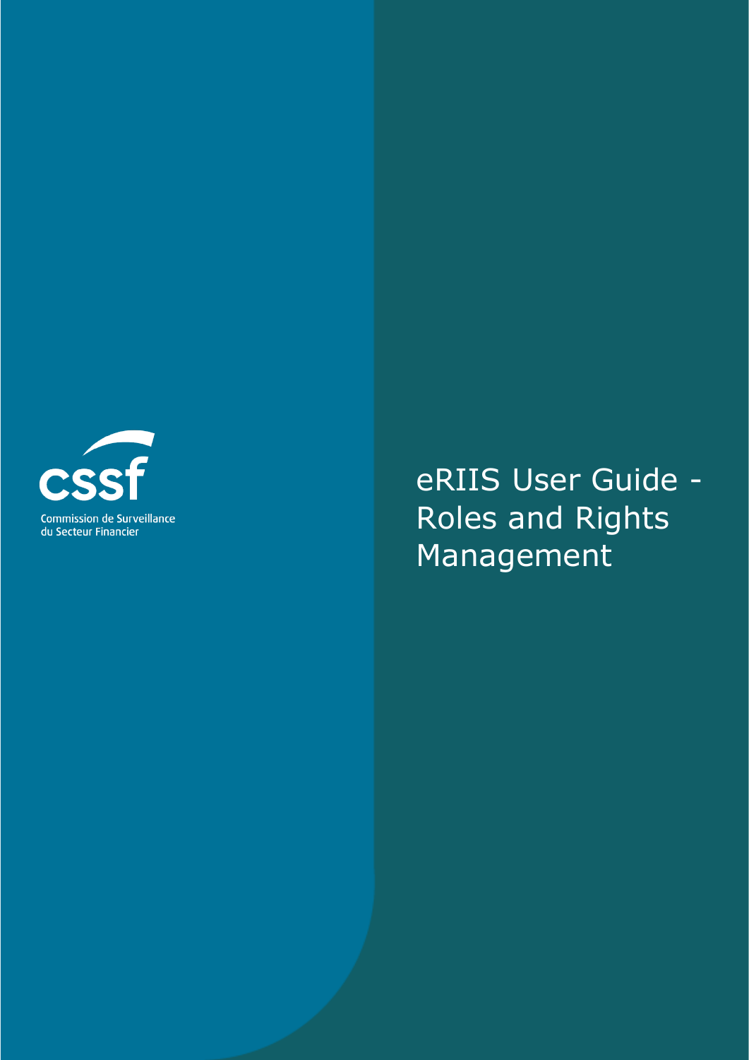Commission de Surveillance du Secteur Financier

# eRIIS User Guide - Roles and Rights Management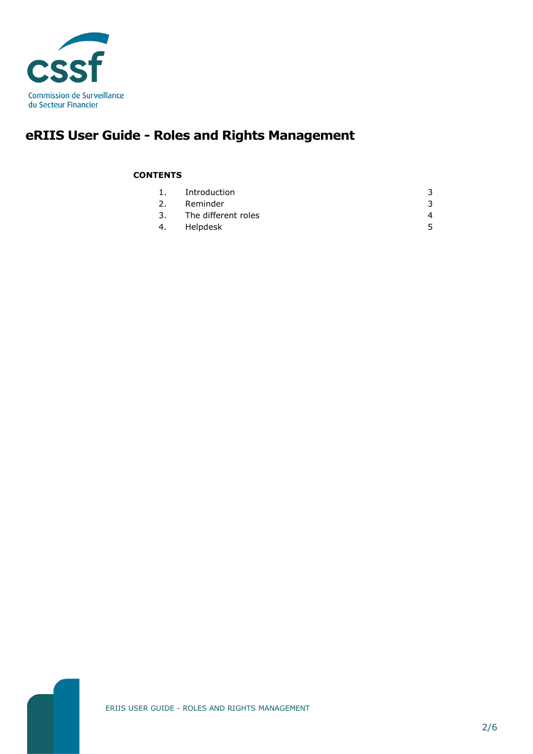# eRIIS User Guide - Roles and Rights Management

**CONTENTS**

| | | |
|---|---|---|
| 1. | Introduction | 3 |
| 2. | Reminder | 3 |
| 3. | The different roles | 4 |
| 4. | Helpdesk | 5 |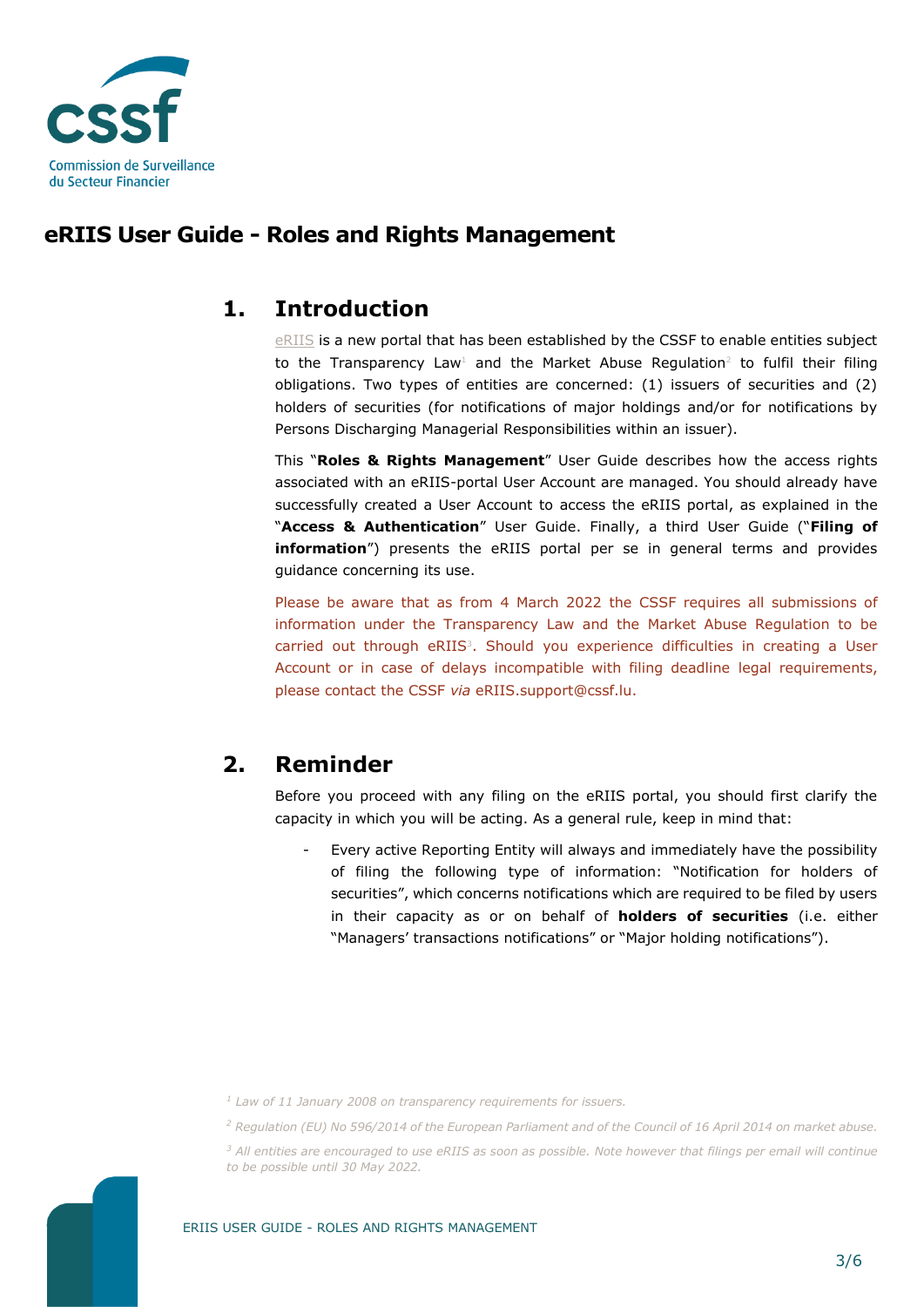# eRIIS User Guide - Roles and Rights Management

## 1. Introduction

eRIIS is a new portal that has been established by the CSSF to enable entities subject to the Transparency Law[1] and the Market Abuse Regulation[2] to fulfil their filing obligations. Two types of entities are concerned: (1) issuers of securities and (2) holders of securities (for notifications of major holdings and/or for notifications by Persons Discharging Managerial Responsibilities within an issuer).

This "**Roles & Rights Management**" User Guide describes how the access rights associated with an eRIIS-portal User Account are managed. You should already have successfully created a User Account to access the eRIIS portal, as explained in the "**Access & Authentication**" User Guide. Finally, a third User Guide ("**Filing of information**") presents the eRIIS portal per se in general terms and provides guidance concerning its use.

Please be aware that as from 4 March 2022 the CSSF requires all submissions of information under the Transparency Law and the Market Abuse Regulation to be carried out through eRIIS[3]. Should you experience difficulties in creating a User Account or in case of delays incompatible with filing deadline legal requirements, please contact the CSSF *via* eRIIS.support@cssf.lu.

## 2. Reminder

Before you proceed with any filing on the eRIIS portal, you should first clarify the capacity in which you will be acting. As a general rule, keep in mind that:

- Every active Reporting Entity will always and immediately have the possibility of filing the following type of information: "Notification for holders of securities", which concerns notifications which are required to be filed by users in their capacity as or on behalf of **holders of securities** (i.e. either "Managers' transactions notifications" or "Major holding notifications").

---

[1] *Law of 11 January 2008 on transparency requirements for issuers.*

[2] *Regulation (EU) No 596/2014 of the European Parliament and of the Council of 16 April 2014 on market abuse.*

[3] *All entities are encouraged to use eRIIS as soon as possible. Note however that filings per email will continue to be possible until 30 May 2022.*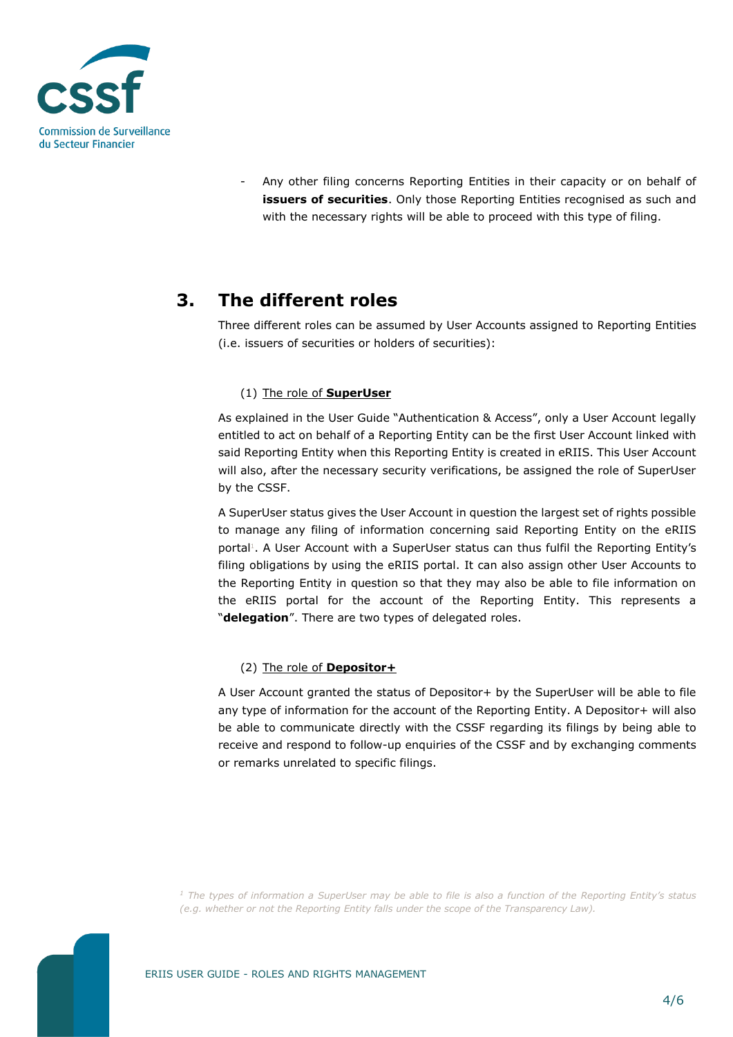- Any other filing concerns Reporting Entities in their capacity or on behalf of **issuers of securities**. Only those Reporting Entities recognised as such and with the necessary rights will be able to proceed with this type of filing.

## 3. The different roles

Three different roles can be assumed by User Accounts assigned to Reporting Entities (i.e. issuers of securities or holders of securities):

(1) The role of **SuperUser**

As explained in the User Guide "Authentication & Access", only a User Account legally entitled to act on behalf of a Reporting Entity can be the first User Account linked with said Reporting Entity when this Reporting Entity is created in eRIIS. This User Account will also, after the necessary security verifications, be assigned the role of SuperUser by the CSSF.

A SuperUser status gives the User Account in question the largest set of rights possible to manage any filing of information concerning said Reporting Entity on the eRIIS portal[1]. A User Account with a SuperUser status can thus fulfil the Reporting Entity's filing obligations by using the eRIIS portal. It can also assign other User Accounts to the Reporting Entity in question so that they may also be able to file information on the eRIIS portal for the account of the Reporting Entity. This represents a "**delegation**". There are two types of delegated roles.

(2) The role of **Depositor+**

A User Account granted the status of Depositor+ by the SuperUser will be able to file any type of information for the account of the Reporting Entity. A Depositor+ will also be able to communicate directly with the CSSF regarding its filings by being able to receive and respond to follow-up enquiries of the CSSF and by exchanging comments or remarks unrelated to specific filings.

[1] *The types of information a SuperUser may be able to file is also a function of the Reporting Entity's status (e.g. whether or not the Reporting Entity falls under the scope of the Transparency Law).*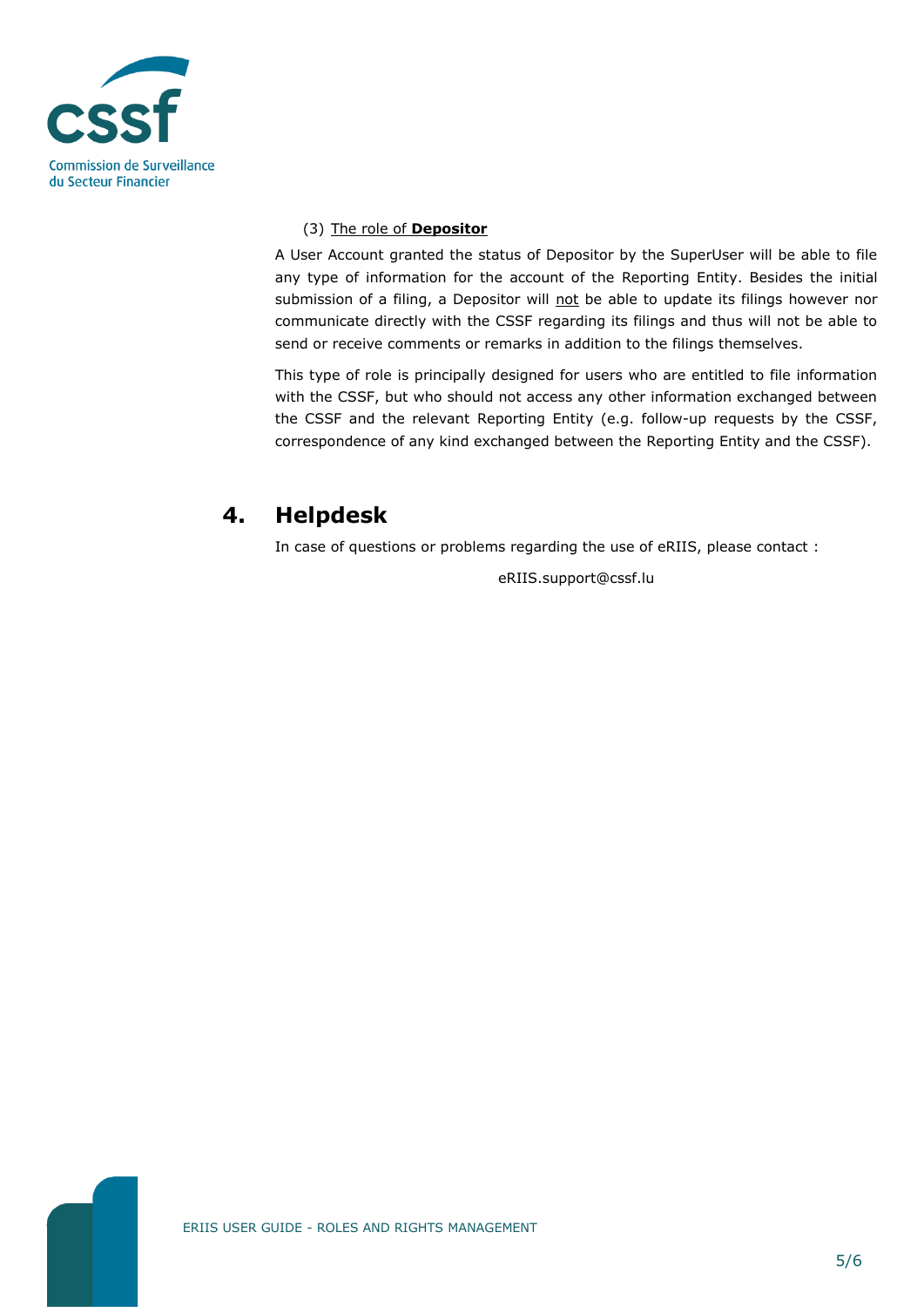(3) <u>The role of **Depositor**</u>

A User Account granted the status of Depositor by the SuperUser will be able to file any type of information for the account of the Reporting Entity. Besides the initial submission of a filing, a Depositor will <u>not</u> be able to update its filings however nor communicate directly with the CSSF regarding its filings and thus will not be able to send or receive comments or remarks in addition to the filings themselves.

This type of role is principally designed for users who are entitled to file information with the CSSF, but who should not access any other information exchanged between the CSSF and the relevant Reporting Entity (e.g. follow-up requests by the CSSF, correspondence of any kind exchanged between the Reporting Entity and the CSSF).

## 4. Helpdesk

In case of questions or problems regarding the use of eRIIS, please contact :

eRIIS.support@cssf.lu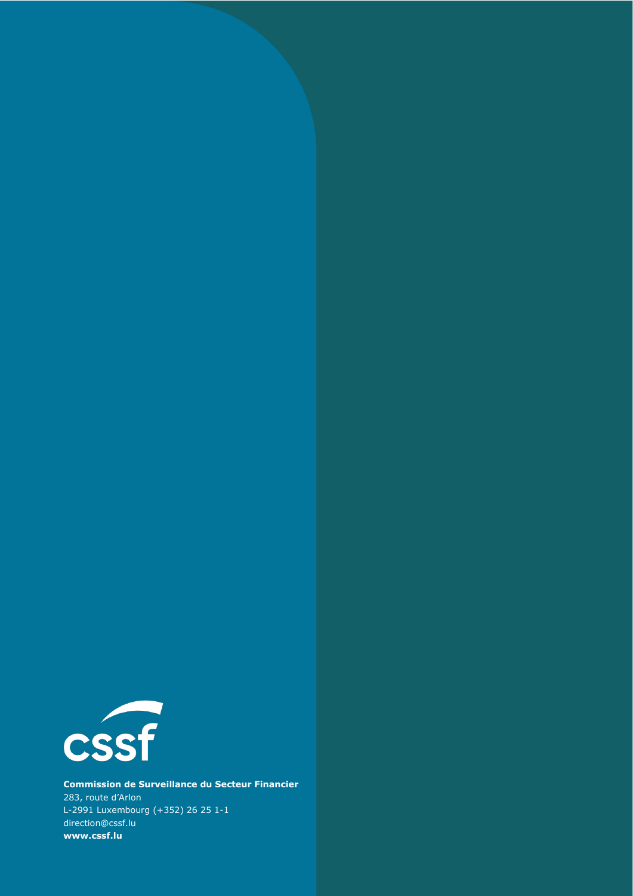**Commission de Surveillance du Secteur Financier**
283, route d'Arlon
L-2991 Luxembourg (+352) 26 25 1-1
direction@cssf.lu
**www.cssf.lu**